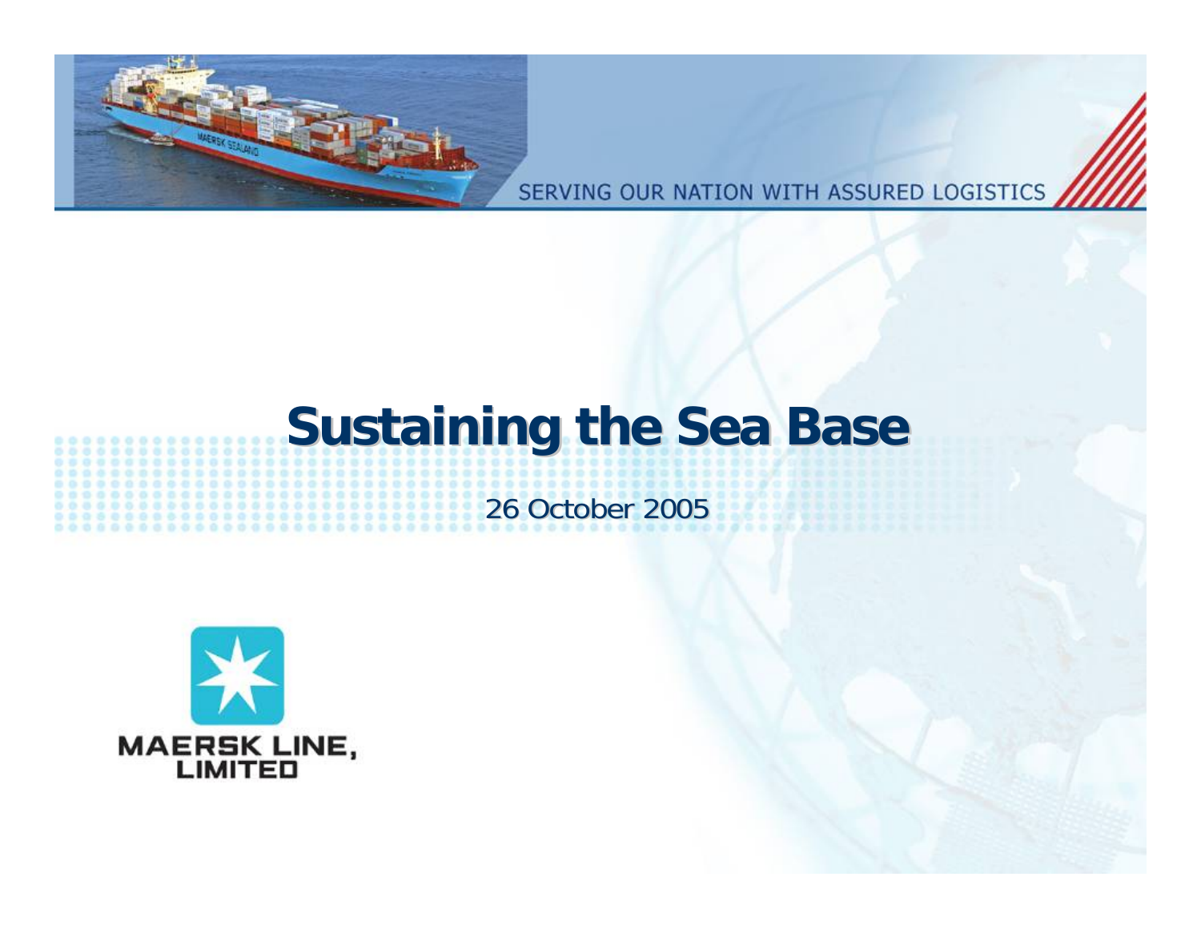SERVING OUR NATION WITH ASSURED LOGISTICS

# Sustaining the Sea Base

26 October 2005

MAERSK LINE, LIMITED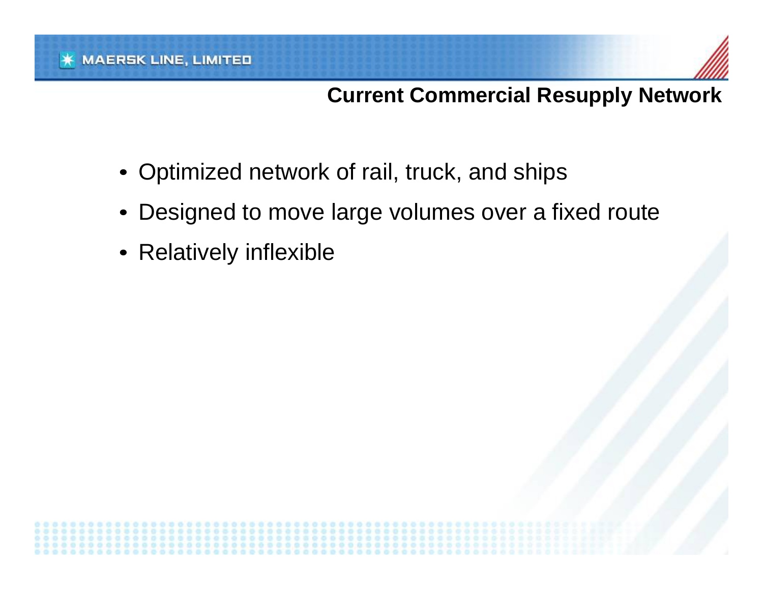## Current Commercial Resupply Network

- Optimized network of rail, truck, and ships
- Designed to move large volumes over a fixed route
- Relatively inflexible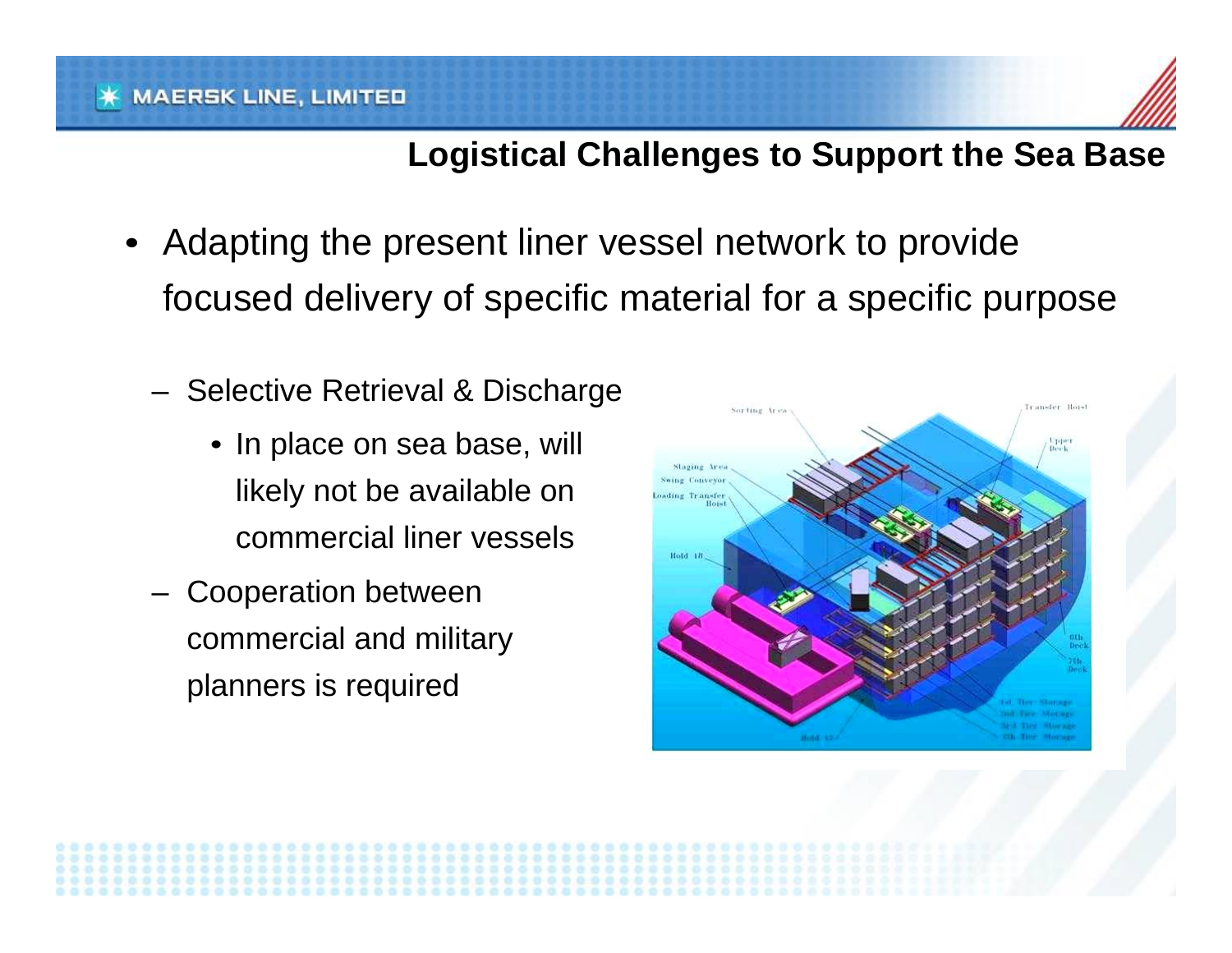## Logistical Challenges to Support the Sea Base

- Adapting the present liner vessel network to provide focused delivery of specific material for a specific purpose
  - Selective Retrieval & Discharge
    - In place on sea base, will likely not be available on commercial liner vessels
  - Cooperation between commercial and military planners is required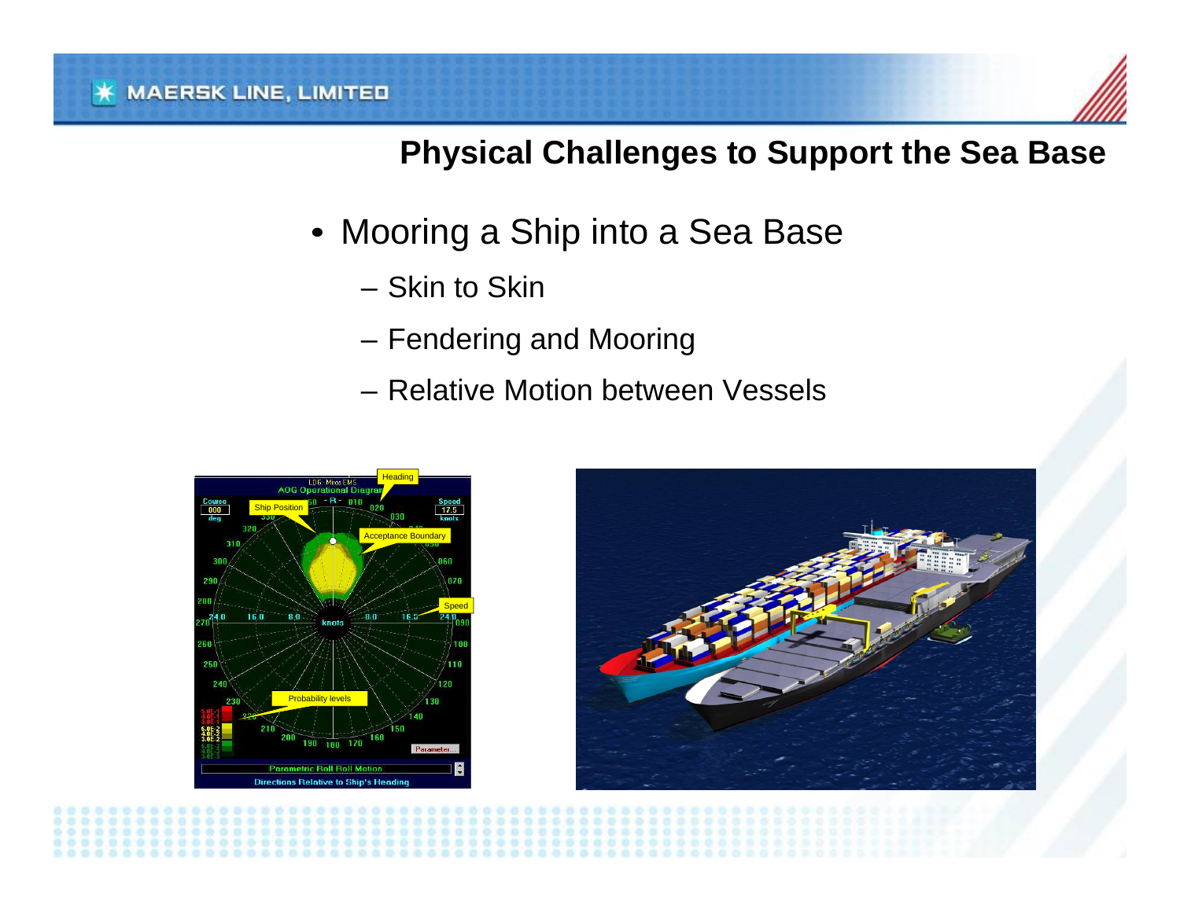## Physical Challenges to Support the Sea Base

- Mooring a Ship into a Sea Base
  - Skin to Skin
  - Fendering and Mooring
  - Relative Motion between Vessels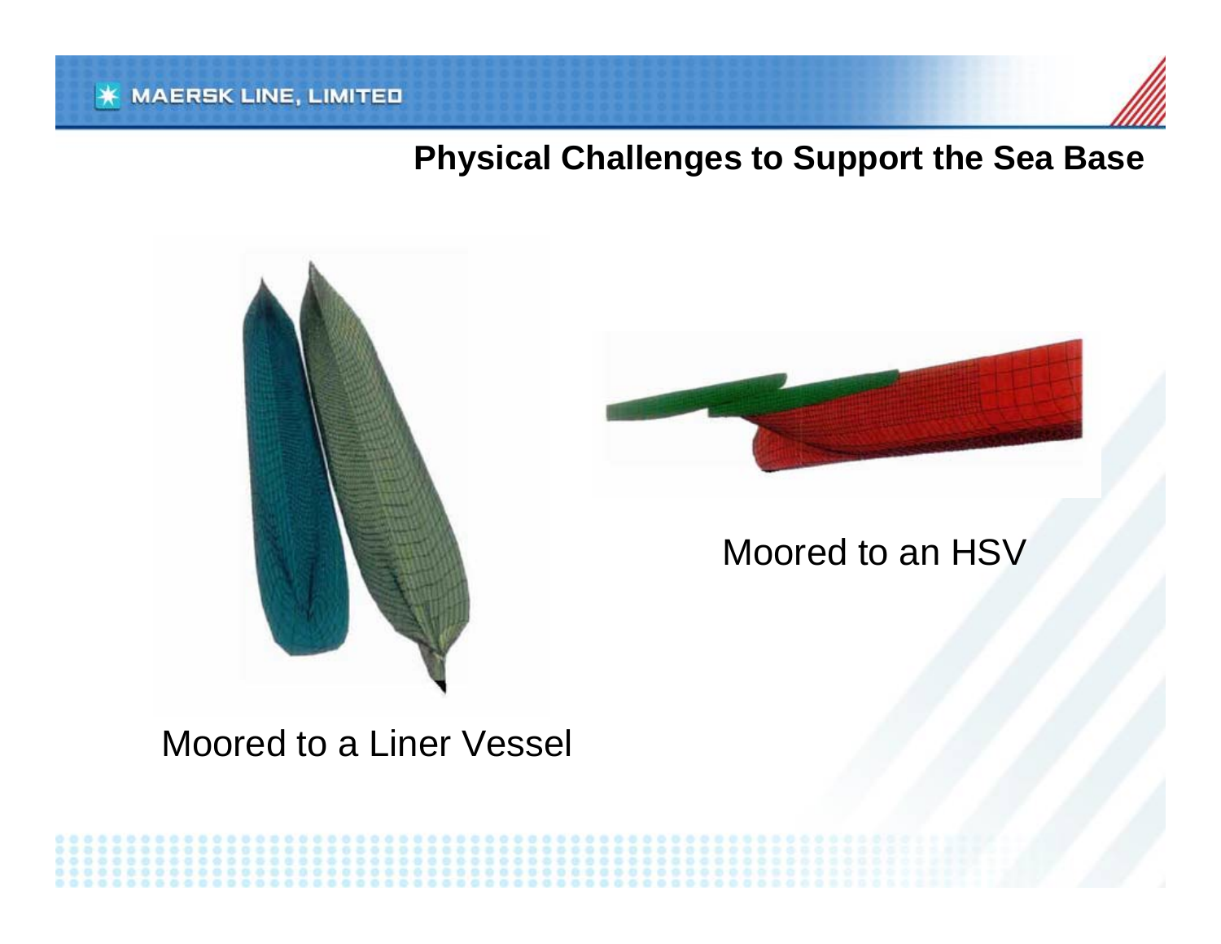## Physical Challenges to Support the Sea Base

Moored to an HSV

Moored to a Liner Vessel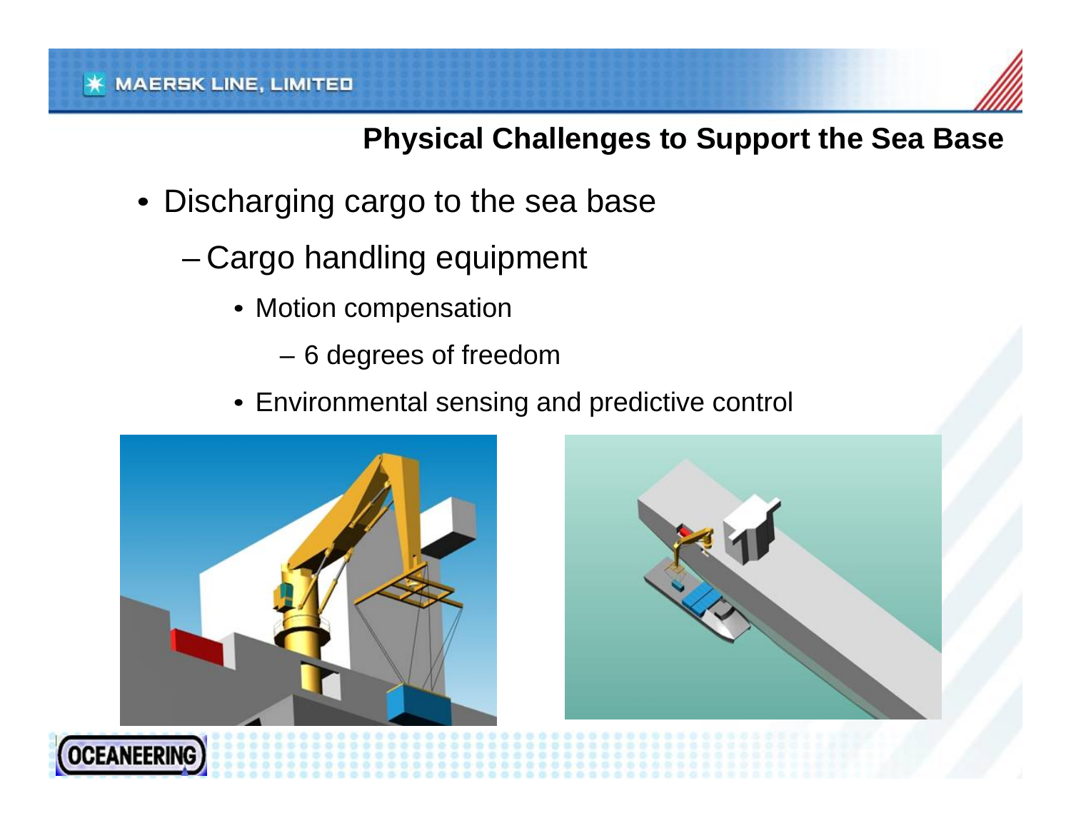## Physical Challenges to Support the Sea Base

- Discharging cargo to the sea base
  - Cargo handling equipment
    - Motion compensation
      - 6 degrees of freedom
    - Environmental sensing and predictive control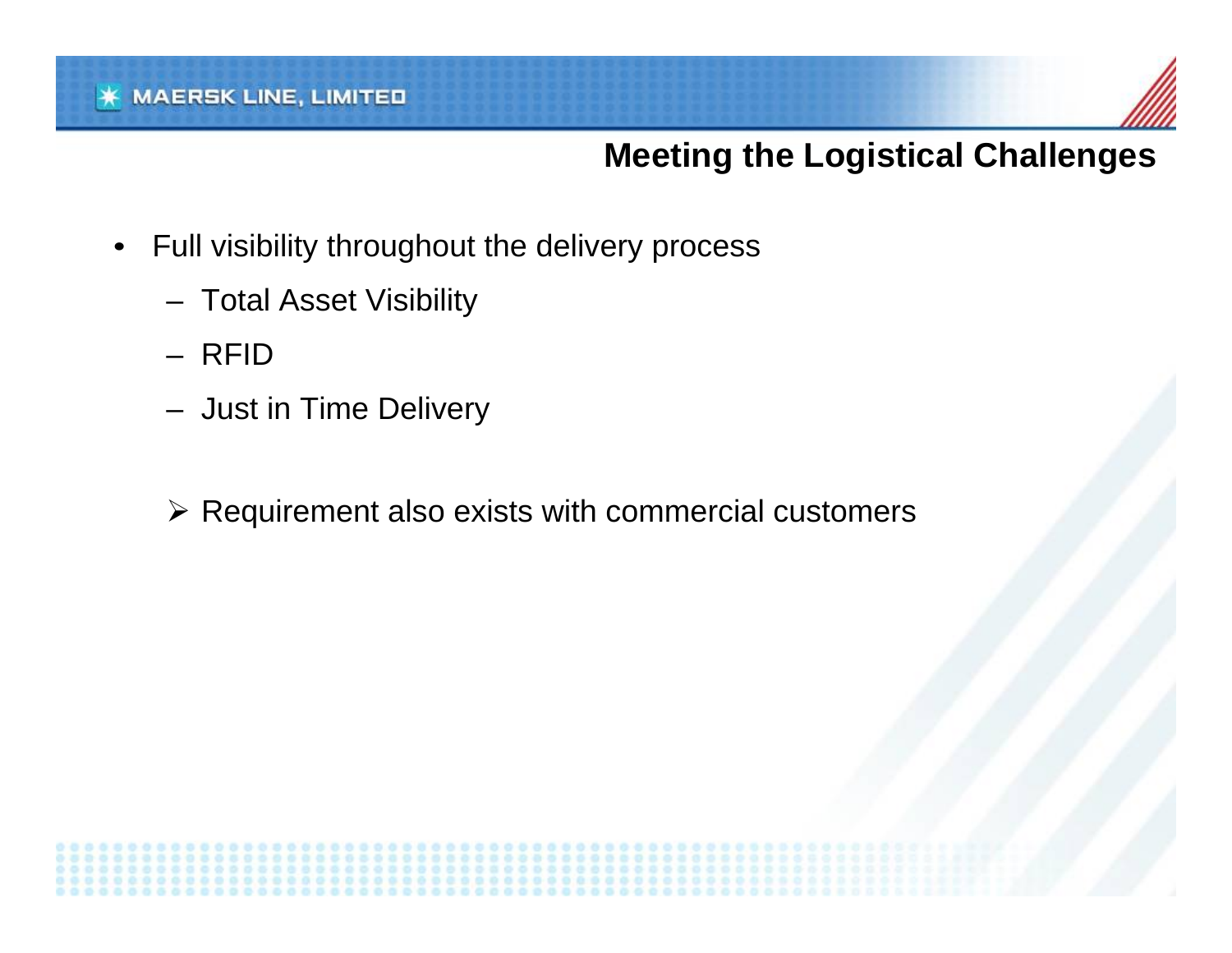## Meeting the Logistical Challenges

- Full visibility throughout the delivery process
  - Total Asset Visibility
  - RFID
  - Just in Time Delivery

  - ➢ Requirement also exists with commercial customers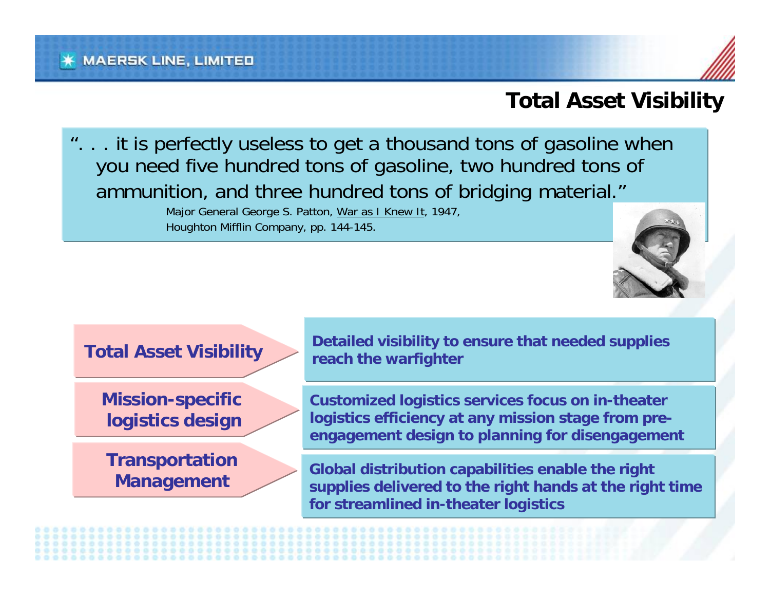# Total Asset Visibility

". . . it is perfectly useless to get a thousand tons of gasoline when you need five hundred tons of gasoline, two hundred tons of ammunition, and three hundred tons of bridging material."

Major General George S. Patton, War as I Knew It, 1947, Houghton Mifflin Company, pp. 144-145.

| | |
|---|---|
| **Total Asset Visibility** | **Detailed visibility to ensure that needed supplies reach the warfighter** |
| **Mission-specific logistics design** | **Customized logistics services focus on in-theater logistics efficiency at any mission stage from pre-engagement design to planning for disengagement** |
| **Transportation Management** | **Global distribution capabilities enable the right supplies delivered to the right hands at the right time for streamlined in-theater logistics** |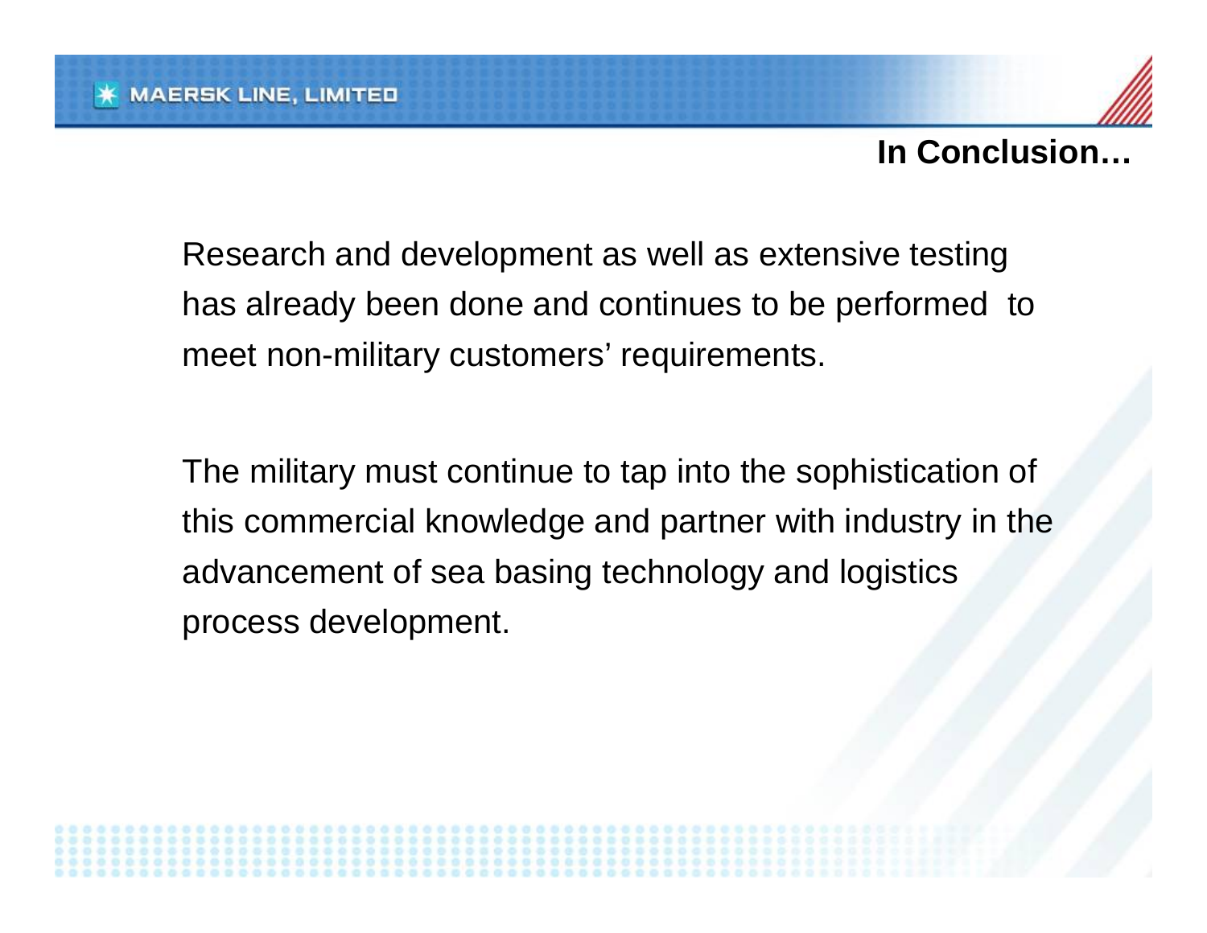## In Conclusion…

Research and development as well as extensive testing has already been done and continues to be performed to meet non-military customers' requirements.

The military must continue to tap into the sophistication of this commercial knowledge and partner with industry in the advancement of sea basing technology and logistics process development.